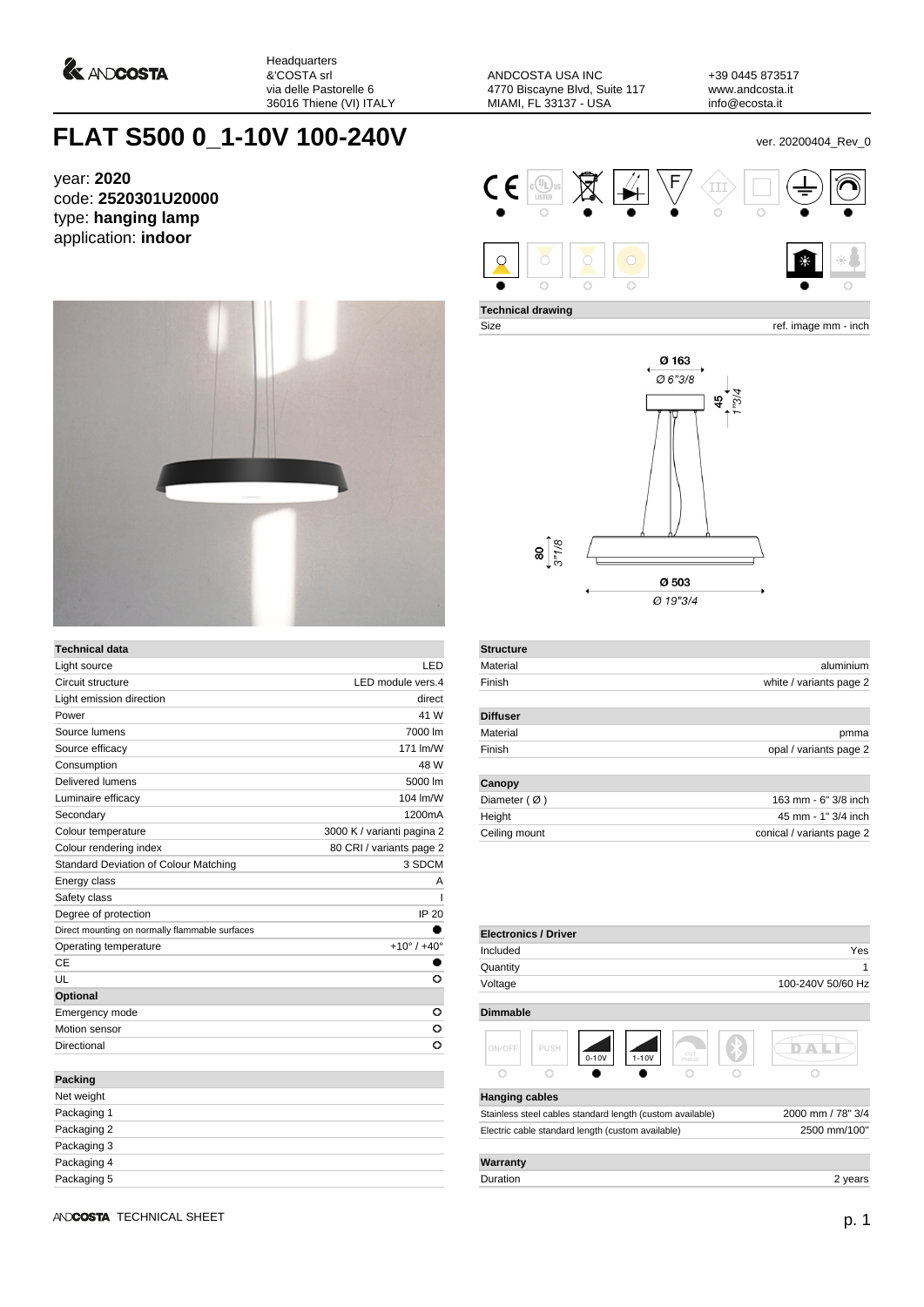Headquarters
&'COSTA srl
via delle Pastorelle 6
36016 Thiene (VI) ITALY

ANDCOSTA USA INC
4770 Biscayne Blvd, Suite 117
MIAMI, FL 33137 - USA

+39 0445 873517
www.andcosta.it
info@ecosta.it

# FLAT S500 0_1-10V 100-240V

ver. 20200404_Rev_0

year: **2020**
code: **2520301U20000**
type: **hanging lamp**
application: **indoor**

**Technical drawing**

Size — ref. image mm - inch

Ø 163
Ø 6"3/8
45
1"3/4
80
3"1/8
Ø 503
Ø 19"3/4

| **Technical data** | |
|---|---|
| Light source | LED |
| Circuit structure | LED module vers.4 |
| Light emission direction | direct |
| Power | 41 W |
| Source lumens | 7000 lm |
| Source efficacy | 171 lm/W |
| Consumption | 48 W |
| Delivered lumens | 5000 lm |
| Luminaire efficacy | 104 lm/W |
| Secondary | 1200mA |
| Colour temperature | 3000 K / varianti pagina 2 |
| Colour rendering index | 80 CRI / variants page 2 |
| Standard Deviation of Colour Matching | 3 SDCM |
| Energy class | A |
| Safety class | I |
| Degree of protection | IP 20 |
| Direct mounting on normally flammable surfaces | ● |
| Operating temperature | +10° / +40° |
| CE | ● |
| UL | ○ |
| **Optional** | |
| Emergency mode | ○ |
| Motion sensor | ○ |
| Directional | ○ |

| **Packing** | |
|---|---|
| Net weight | |
| Packaging 1 | |
| Packaging 2 | |
| Packaging 3 | |
| Packaging 4 | |
| Packaging 5 | |

| **Structure** | |
|---|---|
| Material | aluminium |
| Finish | white / variants page 2 |

| **Diffuser** | |
|---|---|
| Material | pmma |
| Finish | opal / variants page 2 |

| **Canopy** | |
|---|---|
| Diameter ( Ø ) | 163 mm - 6" 3/8 inch |
| Height | 45 mm - 1" 3/4 inch |
| Ceiling mount | conical / variants page 2 |

| **Electronics / Driver** | |
|---|---|
| Included | Yes |
| Quantity | 1 |
| Voltage | 100-240V 50/60 Hz |

**Dimmable**

| ON/OFF | PUSH | 0-10V | 1-10V | CUT PHASE | Bluetooth | DALI |
|---|---|---|---|---|---|---|
| ○ | ○ | ● | ● | ○ | ○ | ○ |

| **Hanging cables** | |
|---|---|
| Stainless steel cables standard length (custom available) | 2000 mm / 78" 3/4 |
| Electric cable standard length (custom available) | 2500 mm/100" |

| **Warranty** | |
|---|---|
| Duration | 2 years |

ANDCOSTA TECHNICAL SHEET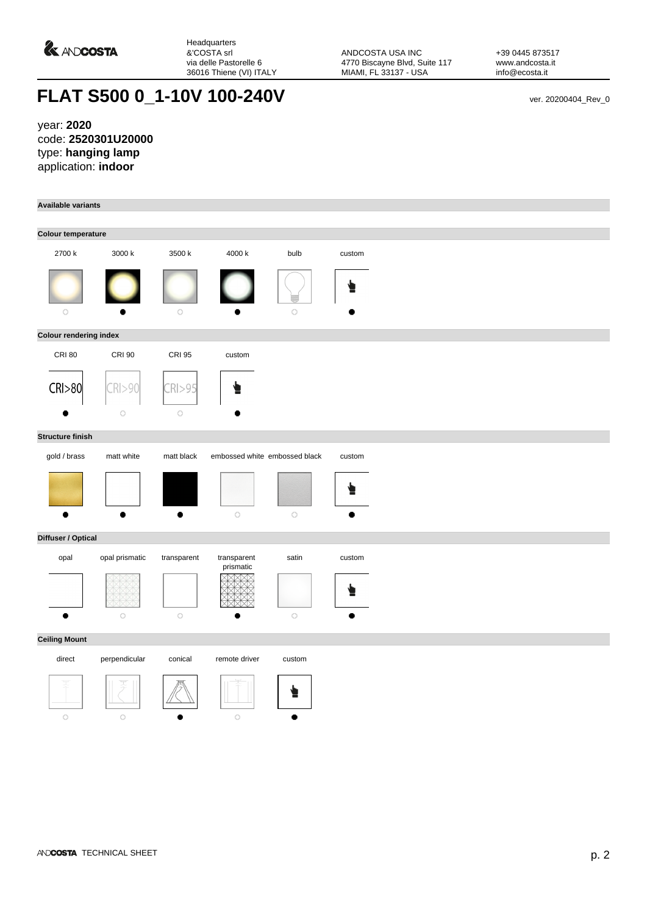Headquarters
&'COSTA srl
via delle Pastorelle 6
36016 Thiene (VI) ITALY

ANDCOSTA USA INC
4770 Biscayne Blvd, Suite 117
MIAMI, FL 33137 - USA

+39 0445 873517
www.andcosta.it
info@ecosta.it

# FLAT S500 0_1-10V 100-240V

ver. 20200404_Rev_0

year: **2020**
code: **2520301U20000**
type: **hanging lamp**
application: **indoor**

## Available variants

### Colour temperature

| 2700 k | 3000 k | 3500 k | 4000 k | bulb | custom |
|---|---|---|---|---|---|
| ○ | ● | ○ | ● | ○ | ● |

### Colour rendering index

| CRI 80 | CRI 90 | CRI 95 | custom |
|---|---|---|---|
| CRI>80 | CRI>90 | CRI>95 | |
| ● | ○ | ○ | ● |

### Structure finish

| gold / brass | matt white | matt black | embossed white | embossed black | custom |
|---|---|---|---|---|---|
| ● | ● | ● | ○ | ○ | ● |

### Diffuser / Optical

| opal | opal prismatic | transparent | transparent prismatic | satin | custom |
|---|---|---|---|---|---|
| ● | ○ | ○ | ● | ○ | ● |

### Ceiling Mount

| direct | perpendicular | conical | remote driver | custom |
|---|---|---|---|---|
| ○ | ○ | ● | ○ | ● |

ANDCOSTA TECHNICAL SHEET